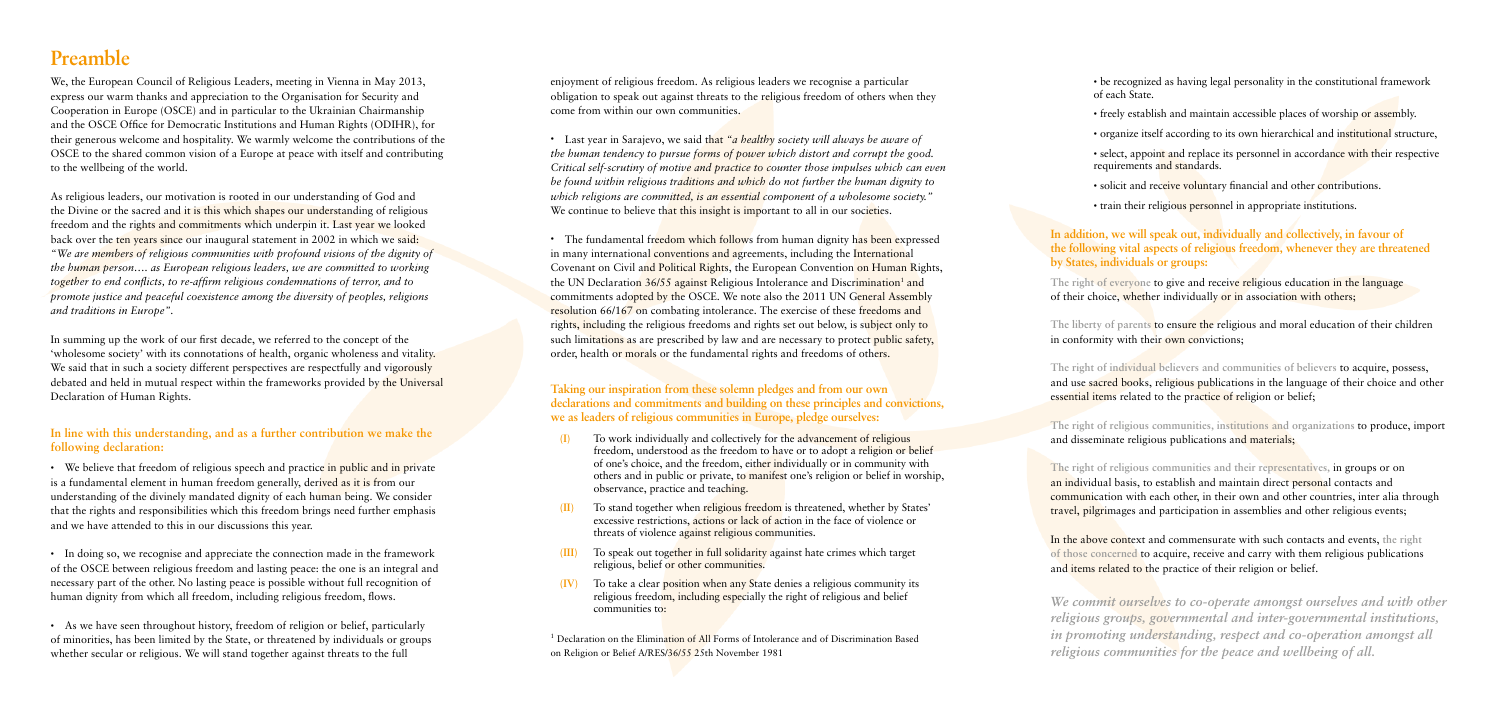# Preamble

We, the European Council of Religious Leaders, meeting in Vienna in May 2013, express our warm thanks and appreciation to the Organisation for Security and Cooperation in Europe (OSCE) and in particular to the Ukrainian Chairmanship and the OSCE Office for Democratic Institutions and Human Rights (ODIHR), for their generous welcome and hospitality. We warmly welcome the contributions of the OSCE to the shared common vision of a Europe at peace with itself and contributing to the wellbeing of the world.

As religious leaders, our motivation is rooted in our understanding of God and the Divine or the sacred and it is this which shapes our understanding of religious freedom and the rights and commitments which underpin it. Last year we looked back over the ten years since our inaugural statement in 2002 in which we said: *"We are members of religious communities with profound visions of the dignity of the human person…. as European religious leaders, we are committed to working together to end conflicts, to re-affirm religious condemnations of terror, and to promote justice and peaceful coexistence among the diversity of peoples, religions and traditions in Europe"*.

In summing up the work of our first decade, we referred to the concept of the 'wholesome society' with its connotations of health, organic wholeness and vitality. We said that in such a society different perspectives are respectfully and vigorously debated and held in mutual respect within the frameworks provided by the Universal Declaration of Human Rights.

### In line with this understanding, and as a further contribution we make the following declaration:

- We believe that freedom of religious speech and practice in public and in private is a fundamental element in human freedom generally, derived as it is from our understanding of the divinely mandated dignity of each human being. We consider that the rights and responsibilities which this freedom brings need further emphasis and we have attended to this in our discussions this year.

- In doing so, we recognise and appreciate the connection made in the framework of the OSCE between religious freedom and lasting peace: the one is an integral and necessary part of the other. No lasting peace is possible without full recognition of human dignity from which all freedom, including religious freedom, flows.

- As we have seen throughout history, freedom of religion or belief, particularly of minorities, has been limited by the State, or threatened by individuals or groups whether secular or religious. We will stand together against threats to the full enjoyment of religious freedom. As religious leaders we recognise a particular obligation to speak out against threats to the religious freedom of others when they come from within our own communities.

- Last year in Sarajevo, we said that *"a healthy society will always be aware of the human tendency to pursue forms of power which distort and corrupt the good. Critical self-scrutiny of motive and practice to counter those impulses which can even be found within religious traditions and which do not further the human dignity to which religions are committed, is an essential component of a wholesome society."* We continue to believe that this insight is important to all in our societies.

- The fundamental freedom which follows from human dignity has been expressed in many international conventions and agreements, including the International Covenant on Civil and Political Rights, the European Convention on Human Rights, the UN Declaration 36/55 against Religious Intolerance and Discrimination[1] and commitments adopted by the OSCE. We note also the 2011 UN General Assembly resolution 66/167 on combating intolerance. The exercise of these freedoms and rights, including the religious freedoms and rights set out below, is subject only to such limitations as are prescribed by law and are necessary to protect public safety, order, health or morals or the fundamental rights and freedoms of others.

### Taking our inspiration from these solemn pledges and from our own declarations and commitments and building on these principles and convictions, we as leaders of religious communities in Europe, pledge ourselves:

(I) To work individually and collectively for the advancement of religious freedom, understood as the freedom to have or to adopt a religion or belief of one's choice, and the freedom, either individually or in community with others and in public or private, to manifest one's religion or belief in worship, observance, practice and teaching.

(II) To stand together when religious freedom is threatened, whether by States' excessive restrictions, actions or lack of action in the face of violence or threats of violence against religious communities.

(III) To speak out together in full solidarity against hate crimes which target religious, belief or other communities.

(IV) To take a clear position when any State denies a religious community its religious freedom, including especially the right of religious and belief communities to:

- be recognized as having legal personality in the constitutional framework of each State.
- freely establish and maintain accessible places of worship or assembly.
- organize itself according to its own hierarchical and institutional structure,
- select, appoint and replace its personnel in accordance with their respective requirements and standards.
- solicit and receive voluntary financial and other contributions.
- train their religious personnel in appropriate institutions.

### In addition, we will speak out, individually and collectively, in favour of the following vital aspects of religious freedom, whenever they are threatened by States, individuals or groups:

The right of everyone to give and receive religious education in the language of their choice, whether individually or in association with others;

The liberty of parents to ensure the religious and moral education of their children in conformity with their own convictions;

The right of individual believers and communities of believers to acquire, possess, and use sacred books, religious publications in the language of their choice and other essential items related to the practice of religion or belief;

The right of religious communities, institutions and organizations to produce, import and disseminate religious publications and materials;

The right of religious communities and their representatives, in groups or on an individual basis, to establish and maintain direct personal contacts and communication with each other, in their own and other countries, inter alia through travel, pilgrimages and participation in assemblies and other religious events;

In the above context and commensurate with such contacts and events, the right of those concerned to acquire, receive and carry with them religious publications and items related to the practice of their religion or belief.

***We commit ourselves to co-operate amongst ourselves and with other religious groups, governmental and inter-governmental institutions, in promoting understanding, respect and co-operation amongst all religious communities for the peace and wellbeing of all.***

[1] Declaration on the Elimination of All Forms of Intolerance and of Discrimination Based on Religion or Belief A/RES/36/55 25th November 1981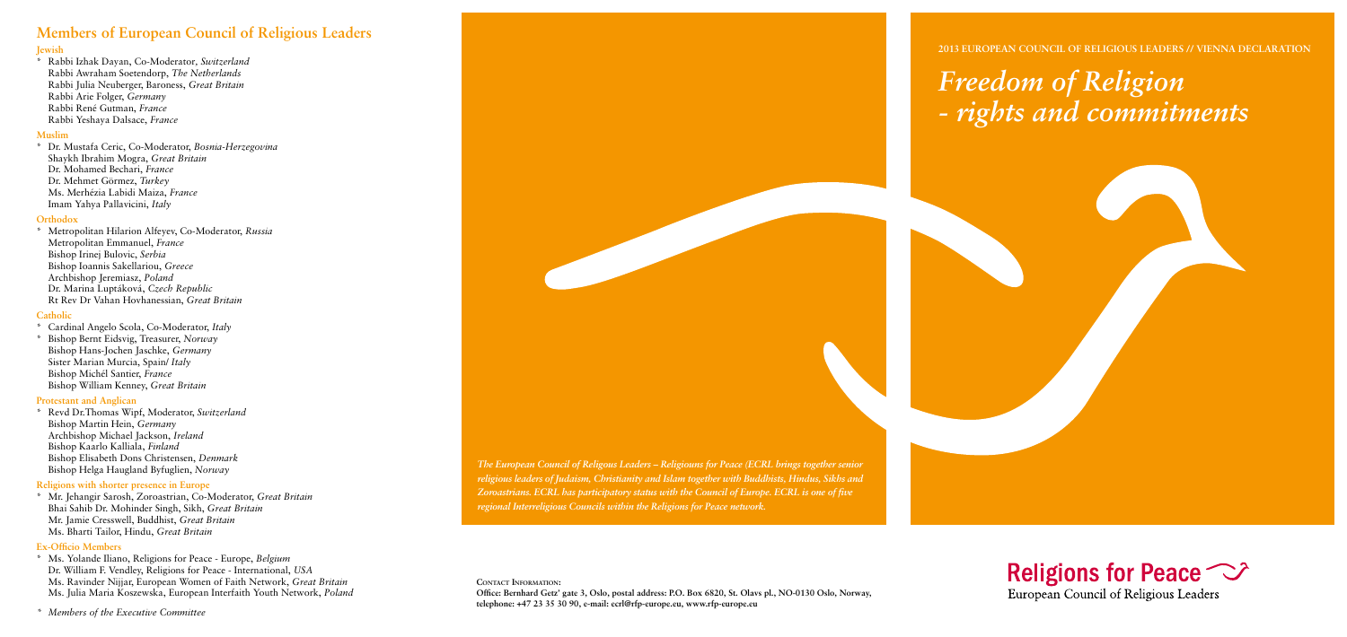## Members of European Council of Religious Leaders

### Jewish

- \* Rabbi Izhak Dayan, Co-Moderator, *Switzerland*
- Rabbi Awraham Soetendorp, *The Netherlands*
- Rabbi Julia Neuberger, Baroness, *Great Britain*
- Rabbi Arie Folger, *Germany*
- Rabbi René Gutman, *France*
- Rabbi Yeshaya Dalsace, *France*

### Muslim

- \* Dr. Mustafa Ceric, Co-Moderator, *Bosnia-Herzegovina*
- Shaykh Ibrahim Mogra, *Great Britain*
- Dr. Mohamed Bechari, *France*
- Dr. Mehmet Görmez, *Turkey*
- Ms. Merhézia Labidi Maiza, *France*
- Imam Yahya Pallavicini, *Italy*

### Orthodox

- \* Metropolitan Hilarion Alfeyev, Co-Moderator, *Russia*
- Metropolitan Emmanuel, *France*
- Bishop Irinej Bulovic, *Serbia*
- Bishop Ioannis Sakellariou, *Greece*
- Archbishop Jeremiasz, *Poland*
- Dr. Marina Luptáková, *Czech Republic*
- Rt Rev Dr Vahan Hovhanessian, *Great Britain*

### Catholic

- \* Cardinal Angelo Scola, Co-Moderator, *Italy*
- \* Bishop Bernt Eidsvig, Treasurer, *Norway*
- Bishop Hans-Jochen Jaschke, *Germany*
- Sister Marian Murcia, Spain/ *Italy*
- Bishop Michél Santier, *France*
- Bishop William Kenney, *Great Britain*

### Protestant and Anglican

- \* Revd Dr.Thomas Wipf, Moderator, *Switzerland*
- Bishop Martin Hein, *Germany*
- Archbishop Michael Jackson, *Ireland*
- Bishop Kaarlo Kalliala, *Finland*
- Bishop Elisabeth Dons Christensen, *Denmark*
- Bishop Helga Haugland Byfuglien, *Norway*

### Religions with shorter presence in Europe

- \* Mr. Jehangir Sarosh, Zoroastrian, Co-Moderator, *Great Britain*
- Bhai Sahib Dr. Mohinder Singh, Sikh, *Great Britain*
- Mr. Jamie Cresswell, Buddhist, *Great Britain*
- Ms. Bharti Tailor, Hindu, *Great Britain*

### Ex-Officio Members

- \* Ms. Yolande Iliano, Religions for Peace - Europe, *Belgium*
- Dr. William F. Vendley, Religions for Peace - International, *USA*
- Ms. Ravinder Nijjar, European Women of Faith Network, *Great Britain*
- Ms. Julia Maria Koszewska, European Interfaith Youth Network, *Poland*

\* *Members of the Executive Committee*

*The European Council of Religous Leaders – Religiouns for Peace (ECRL brings together senior religious leaders of Judaism, Christianity and Islam together with Buddhists, Hindus, Sikhs and Zoroastrians. ECRL has participatory status with the Council of Europe. ECRL is one of five regional Interreligious Councils within the Religions for Peace network.*

**Contact Information:**
**Office: Bernhard Getz' gate 3, Oslo, postal address: P.O. Box 6820, St. Olavs pl., NO-0130 Oslo, Norway, telephone: +47 23 35 30 90, e-mail: ecrl@rfp-europe.eu, www.rfp-europe.eu**

**2013 EUROPEAN COUNCIL OF RELIGIOUS LEADERS // VIENNA DECLARATION**

# *Freedom of Religion - rights and commitments*

Religions for Peace
European Council of Religious Leaders